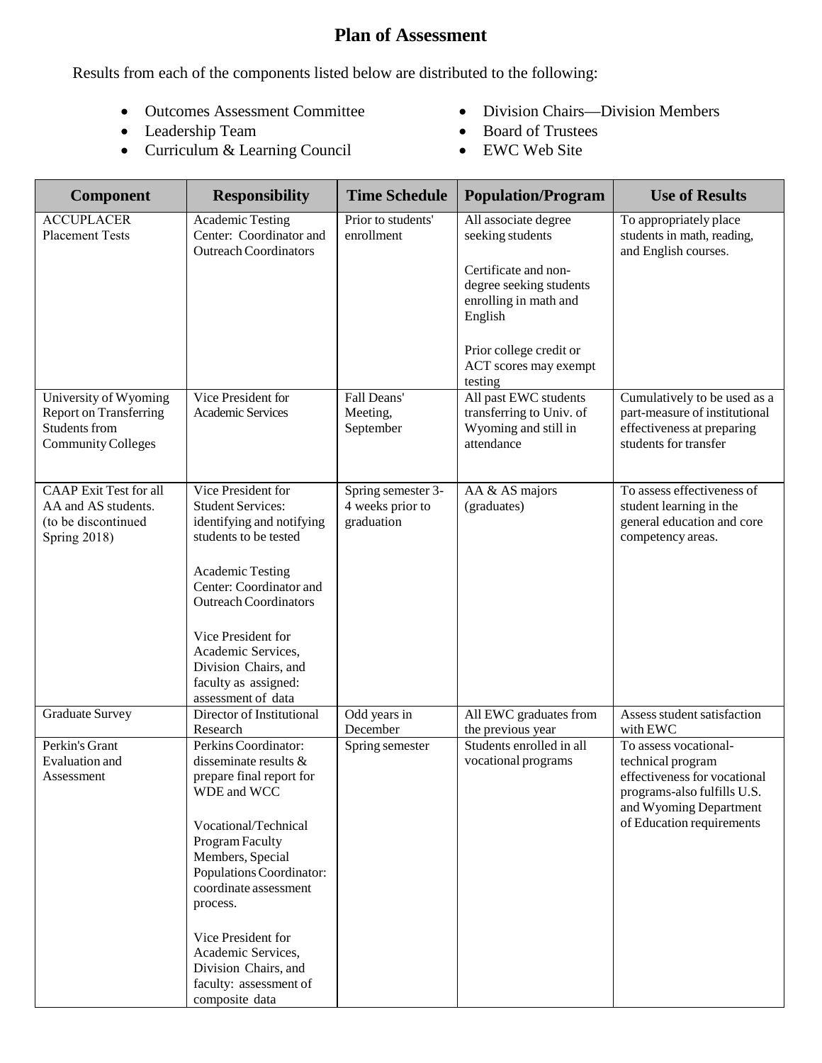# Plan of Assessment

Results from each of the components listed below are distributed to the following:

- Outcomes Assessment Committee
- Leadership Team
- Curriculum & Learning Council
- Division Chairs—Division Members
- Board of Trustees
- EWC Web Site

| Component | Responsibility | Time Schedule | Population/Program | Use of Results |
|---|---|---|---|---|
| ACCUPLACER Placement Tests | Academic Testing Center: Coordinator and Outreach Coordinators | Prior to students' enrollment | All associate degree seeking students<br><br>Certificate and non-degree seeking students enrolling in math and English<br><br>Prior college credit or ACT scores may exempt testing | To appropriately place students in math, reading, and English courses. |
| University of Wyoming Report on Transferring Students from Community Colleges | Vice President for Academic Services | Fall Deans' Meeting, September | All past EWC students transferring to Univ. of Wyoming and still in attendance | Cumulatively to be used as a part-measure of institutional effectiveness at preparing students for transfer |
| CAAP Exit Test for all AA and AS students. (to be discontinued Spring 2018) | Vice President for Student Services: identifying and notifying students to be tested<br><br>Academic Testing Center: Coordinator and Outreach Coordinators<br><br>Vice President for Academic Services, Division Chairs, and faculty as assigned: assessment of data | Spring semester 3-4 weeks prior to graduation | AA & AS majors (graduates) | To assess effectiveness of student learning in the general education and core competency areas. |
| Graduate Survey | Director of Institutional Research | Odd years in December | All EWC graduates from the previous year | Assess student satisfaction with EWC |
| Perkin's Grant Evaluation and Assessment | Perkins Coordinator: disseminate results & prepare final report for WDE and WCC<br><br>Vocational/Technical Program Faculty Members, Special Populations Coordinator: coordinate assessment process.<br><br>Vice President for Academic Services, Division Chairs, and faculty: assessment of composite data | Spring semester | Students enrolled in all vocational programs | To assess vocational-technical program effectiveness for vocational programs-also fulfills U.S. and Wyoming Department of Education requirements |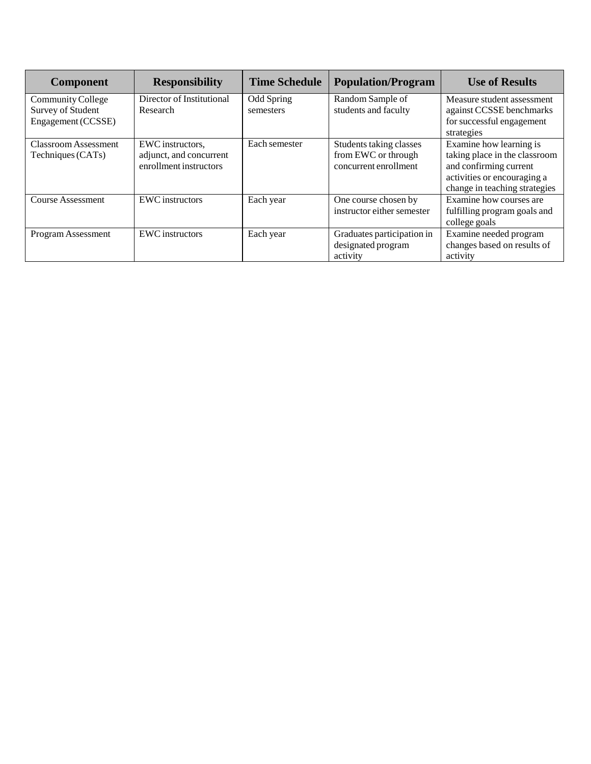| Component | Responsibility | Time Schedule | Population/Program | Use of Results |
|---|---|---|---|---|
| Community College Survey of Student Engagement (CCSSE) | Director of Institutional Research | Odd Spring semesters | Random Sample of students and faculty | Measure student assessment against CCSSE benchmarks for successful engagement strategies |
| Classroom Assessment Techniques (CATs) | EWC instructors, adjunct, and concurrent enrollment instructors | Each semester | Students taking classes from EWC or through concurrent enrollment | Examine how learning is taking place in the classroom and confirming current activities or encouraging a change in teaching strategies |
| Course Assessment | EWC instructors | Each year | One course chosen by instructor either semester | Examine how courses are fulfilling program goals and college goals |
| Program Assessment | EWC instructors | Each year | Graduates participation in designated program activity | Examine needed program changes based on results of activity |